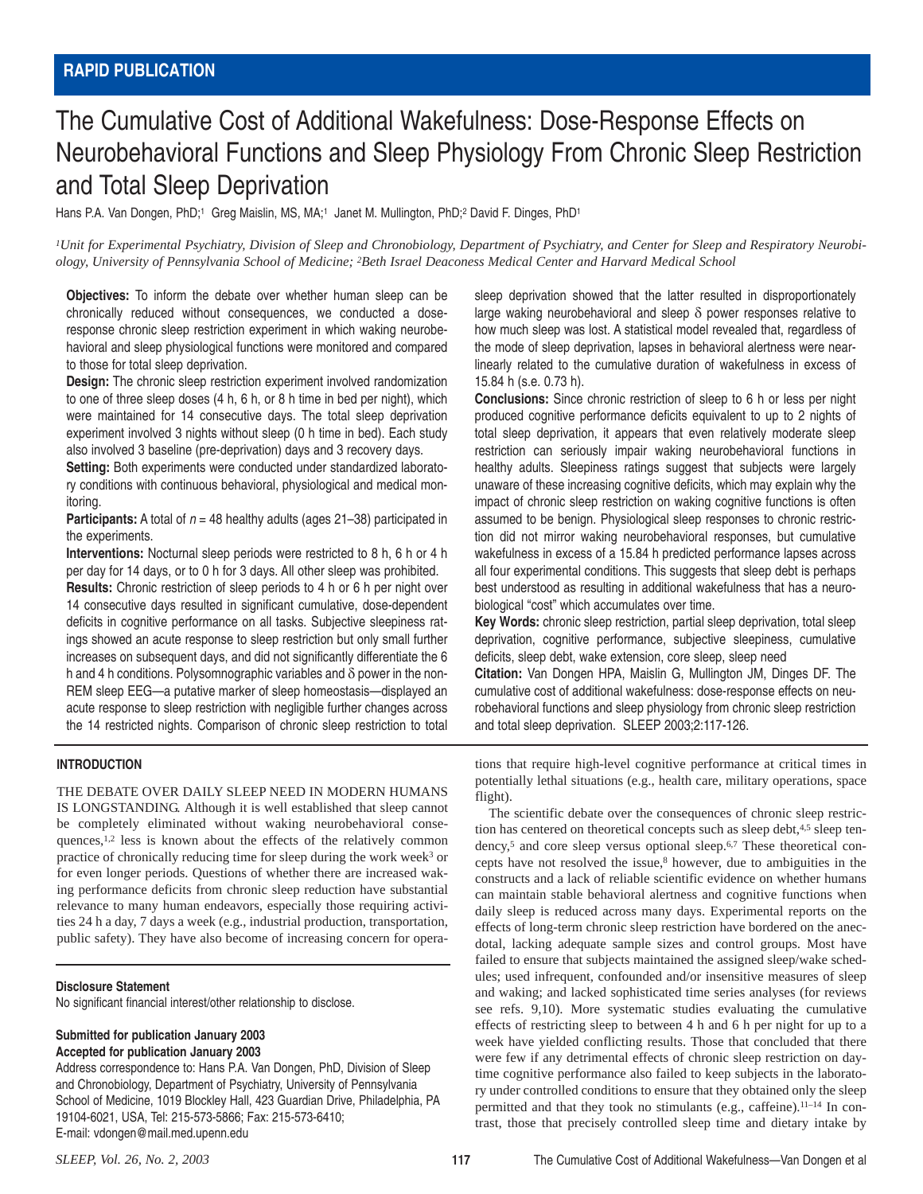RAPID PUBLICATION

# The Cumulative Cost of Additional Wakefulness: Dose-Response Effects on Neurobehavioral Functions and Sleep Physiology From Chronic Sleep Restriction and Total Sleep Deprivation

Hans P.A. Van Dongen, PhD;[1] Greg Maislin, MS, MA;[1] Janet M. Mullington, PhD;[2] David F. Dinges, PhD[1]

*[1]Unit for Experimental Psychiatry, Division of Sleep and Chronobiology, Department of Psychiatry, and Center for Sleep and Respiratory Neurobiology, University of Pennsylvania School of Medicine; [2]Beth Israel Deaconess Medical Center and Harvard Medical School*

**Objectives:** To inform the debate over whether human sleep can be chronically reduced without consequences, we conducted a dose-response chronic sleep restriction experiment in which waking neurobehavioral and sleep physiological functions were monitored and compared to those for total sleep deprivation.

**Design:** The chronic sleep restriction experiment involved randomization to one of three sleep doses (4 h, 6 h, or 8 h time in bed per night), which were maintained for 14 consecutive days. The total sleep deprivation experiment involved 3 nights without sleep (0 h time in bed). Each study also involved 3 baseline (pre-deprivation) days and 3 recovery days.

**Setting:** Both experiments were conducted under standardized laboratory conditions with continuous behavioral, physiological and medical monitoring.

**Participants:** A total of $n = 48$ healthy adults (ages 21–38) participated in the experiments.

**Interventions:** Nocturnal sleep periods were restricted to 8 h, 6 h or 4 h per day for 14 days, or to 0 h for 3 days. All other sleep was prohibited.

**Results:** Chronic restriction of sleep periods to 4 h or 6 h per night over 14 consecutive days resulted in significant cumulative, dose-dependent deficits in cognitive performance on all tasks. Subjective sleepiness ratings showed an acute response to sleep restriction but only small further increases on subsequent days, and did not significantly differentiate the 6 h and 4 h conditions. Polysomnographic variables and $\delta$ power in the non-REM sleep EEG—a putative marker of sleep homeostasis—displayed an acute response to sleep restriction with negligible further changes across the 14 restricted nights. Comparison of chronic sleep restriction to total sleep deprivation showed that the latter resulted in disproportionately large waking neurobehavioral and sleep $\delta$ power responses relative to how much sleep was lost. A statistical model revealed that, regardless of the mode of sleep deprivation, lapses in behavioral alertness were near-linearly related to the cumulative duration of wakefulness in excess of 15.84 h (s.e. 0.73 h).

**Conclusions:** Since chronic restriction of sleep to 6 h or less per night produced cognitive performance deficits equivalent to up to 2 nights of total sleep deprivation, it appears that even relatively moderate sleep restriction can seriously impair waking neurobehavioral functions in healthy adults. Sleepiness ratings suggest that subjects were largely unaware of these increasing cognitive deficits, which may explain why the impact of chronic sleep restriction on waking cognitive functions is often assumed to be benign. Physiological sleep responses to chronic restriction did not mirror waking neurobehavioral responses, but cumulative wakefulness in excess of a 15.84 h predicted performance lapses across all four experimental conditions. This suggests that sleep debt is perhaps best understood as resulting in additional wakefulness that has a neurobiological "cost" which accumulates over time.

**Key Words:** chronic sleep restriction, partial sleep deprivation, total sleep deprivation, cognitive performance, subjective sleepiness, cumulative deficits, sleep debt, wake extension, core sleep, sleep need

**Citation:** Van Dongen HPA, Maislin G, Mullington JM, Dinges DF. The cumulative cost of additional wakefulness: dose-response effects on neurobehavioral functions and sleep physiology from chronic sleep restriction and total sleep deprivation. SLEEP 2003;2:117-126.

## INTRODUCTION

THE DEBATE OVER DAILY SLEEP NEED IN MODERN HUMANS IS LONGSTANDING. Although it is well established that sleep cannot be completely eliminated without waking neurobehavioral consequences,[1,2] less is known about the effects of the relatively common practice of chronically reducing time for sleep during the work week[3] or for even longer periods. Questions of whether there are increased waking performance deficits from chronic sleep reduction have substantial relevance to many human endeavors, especially those requiring activities 24 h a day, 7 days a week (e.g., industrial production, transportation, public safety). They have also become of increasing concern for operations that require high-level cognitive performance at critical times in potentially lethal situations (e.g., health care, military operations, space flight).

The scientific debate over the consequences of chronic sleep restriction has centered on theoretical concepts such as sleep debt,[4,5] sleep tendency,[5] and core sleep versus optional sleep.[6,7] These theoretical concepts have not resolved the issue,[8] however, due to ambiguities in the constructs and a lack of reliable scientific evidence on whether humans can maintain stable behavioral alertness and cognitive functions when daily sleep is reduced across many days. Experimental reports on the effects of long-term chronic sleep restriction have bordered on the anecdotal, lacking adequate sample sizes and control groups. Most have failed to ensure that subjects maintained the assigned sleep/wake schedules; used infrequent, confounded and/or insensitive measures of sleep and waking; and lacked sophisticated time series analyses (for reviews see refs. 9,10). More systematic studies evaluating the cumulative effects of restricting sleep to between 4 h and 6 h per night for up to a week have yielded conflicting results. Those that concluded that there were few if any detrimental effects of chronic sleep restriction on daytime cognitive performance also failed to keep subjects in the laboratory under controlled conditions to ensure that they obtained only the sleep permitted and that they took no stimulants (e.g., caffeine).[11–14] In contrast, those that precisely controlled sleep time and dietary intake by

**Disclosure Statement**

No significant financial interest/other relationship to disclose.

**Submitted for publication January 2003**
**Accepted for publication January 2003**

Address correspondence to: Hans P.A. Van Dongen, PhD, Division of Sleep and Chronobiology, Department of Psychiatry, University of Pennsylvania School of Medicine, 1019 Blockley Hall, 423 Guardian Drive, Philadelphia, PA 19104-6021, USA, Tel: 215-573-5866; Fax: 215-573-6410; E-mail: vdongen@mail.med.upenn.edu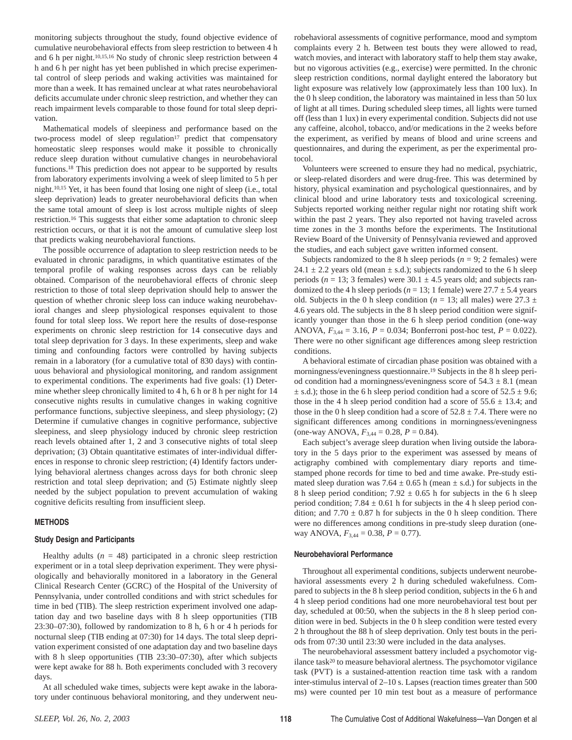monitoring subjects throughout the study, found objective evidence of cumulative neurobehavioral effects from sleep restriction to between 4 h and 6 h per night.[10,15,16] No study of chronic sleep restriction between 4 h and 6 h per night has yet been published in which precise experimental control of sleep periods and waking activities was maintained for more than a week. It has remained unclear at what rates neurobehavioral deficits accumulate under chronic sleep restriction, and whether they can reach impairment levels comparable to those found for total sleep deprivation.

Mathematical models of sleepiness and performance based on the two-process model of sleep regulation[17] predict that compensatory homeostatic sleep responses would make it possible to chronically reduce sleep duration without cumulative changes in neurobehavioral functions.[18] This prediction does not appear to be supported by results from laboratory experiments involving a week of sleep limited to 5 h per night.[10,15] Yet, it has been found that losing one night of sleep (i.e., total sleep deprivation) leads to greater neurobehavioral deficits than when the same total amount of sleep is lost across multiple nights of sleep restriction.[16] This suggests that either some adaptation to chronic sleep restriction occurs, or that it is not the amount of cumulative sleep lost that predicts waking neurobehavioral functions.

The possible occurrence of adaptation to sleep restriction needs to be evaluated in chronic paradigms, in which quantitative estimates of the temporal profile of waking responses across days can be reliably obtained. Comparison of the neurobehavioral effects of chronic sleep restriction to those of total sleep deprivation should help to answer the question of whether chronic sleep loss can induce waking neurobehavioral changes and sleep physiological responses equivalent to those found for total sleep loss. We report here the results of dose-response experiments on chronic sleep restriction for 14 consecutive days and total sleep deprivation for 3 days. In these experiments, sleep and wake timing and confounding factors were controlled by having subjects remain in a laboratory (for a cumulative total of 830 days) with continuous behavioral and physiological monitoring, and random assignment to experimental conditions. The experiments had five goals: (1) Determine whether sleep chronically limited to 4 h, 6 h or 8 h per night for 14 consecutive nights results in cumulative changes in waking cognitive performance functions, subjective sleepiness, and sleep physiology; (2) Determine if cumulative changes in cognitive performance, subjective sleepiness, and sleep physiology induced by chronic sleep restriction reach levels obtained after 1, 2 and 3 consecutive nights of total sleep deprivation; (3) Obtain quantitative estimates of inter-individual differences in response to chronic sleep restriction; (4) Identify factors underlying behavioral alertness changes across days for both chronic sleep restriction and total sleep deprivation; and (5) Estimate nightly sleep needed by the subject population to prevent accumulation of waking cognitive deficits resulting from insufficient sleep.

## METHODS

### Study Design and Participants

Healthy adults ($n$ = 48) participated in a chronic sleep restriction experiment or in a total sleep deprivation experiment. They were physiologically and behaviorally monitored in a laboratory in the General Clinical Research Center (GCRC) of the Hospital of the University of Pennsylvania, under controlled conditions and with strict schedules for time in bed (TIB). The sleep restriction experiment involved one adaptation day and two baseline days with 8 h sleep opportunities (TIB 23:30–07:30), followed by randomization to 8 h, 6 h or 4 h periods for nocturnal sleep (TIB ending at 07:30) for 14 days. The total sleep deprivation experiment consisted of one adaptation day and two baseline days with 8 h sleep opportunities (TIB 23:30–07:30), after which subjects were kept awake for 88 h. Both experiments concluded with 3 recovery days.

At all scheduled wake times, subjects were kept awake in the laboratory under continuous behavioral monitoring, and they underwent neurobehavioral assessments of cognitive performance, mood and symptom complaints every 2 h. Between test bouts they were allowed to read, watch movies, and interact with laboratory staff to help them stay awake, but no vigorous activities (e.g., exercise) were permitted. In the chronic sleep restriction conditions, normal daylight entered the laboratory but light exposure was relatively low (approximately less than 100 lux). In the 0 h sleep condition, the laboratory was maintained in less than 50 lux of light at all times. During scheduled sleep times, all lights were turned off (less than 1 lux) in every experimental condition. Subjects did not use any caffeine, alcohol, tobacco, and/or medications in the 2 weeks before the experiment, as verified by means of blood and urine screens and questionnaires, and during the experiment, as per the experimental protocol.

Volunteers were screened to ensure they had no medical, psychiatric, or sleep-related disorders and were drug-free. This was determined by history, physical examination and psychological questionnaires, and by clinical blood and urine laboratory tests and toxicological screening. Subjects reported working neither regular night nor rotating shift work within the past 2 years. They also reported not having traveled across time zones in the 3 months before the experiments. The Institutional Review Board of the University of Pennsylvania reviewed and approved the studies, and each subject gave written informed consent.

Subjects randomized to the 8 h sleep periods ($n$ = 9; 2 females) were 24.1 ± 2.2 years old (mean ± s.d.); subjects randomized to the 6 h sleep periods ($n$ = 13; 3 females) were 30.1 ± 4.5 years old; and subjects randomized to the 4 h sleep periods ($n$ = 13; 1 female) were 27.7 ± 5.4 years old. Subjects in the 0 h sleep condition ($n$ = 13; all males) were 27.3 ± 4.6 years old. The subjects in the 8 h sleep period condition were significantly younger than those in the 6 h sleep period condition (one-way ANOVA, $F_{3,44}$ = 3.16, $P$ = 0.034; Bonferroni post-hoc test, $P$ = 0.022). There were no other significant age differences among sleep restriction conditions.

A behavioral estimate of circadian phase position was obtained with a morningness/eveningness questionnaire.[19] Subjects in the 8 h sleep period condition had a morningness/eveningness score of 54.3 ± 8.1 (mean ± s.d.); those in the 6 h sleep period condition had a score of 52.5 ± 9.6; those in the 4 h sleep period condition had a score of 55.6 ± 13.4; and those in the 0 h sleep condition had a score of 52.8 ± 7.4. There were no significant differences among conditions in morningness/eveningness (one-way ANOVA, $F_{3,44}$ = 0.28, $P$ = 0.84).

Each subject's average sleep duration when living outside the laboratory in the 5 days prior to the experiment was assessed by means of actigraphy combined with complementary diary reports and time-stamped phone records for time to bed and time awake. Pre-study estimated sleep duration was 7.64 ± 0.65 h (mean ± s.d.) for subjects in the 8 h sleep period condition; 7.92 ± 0.65 h for subjects in the 6 h sleep period condition; 7.84 ± 0.61 h for subjects in the 4 h sleep period condition; and 7.70 ± 0.87 h for subjects in the 0 h sleep condition. There were no differences among conditions in pre-study sleep duration (one-way ANOVA, $F_{3,44}$ = 0.38, $P$ = 0.77).

### Neurobehavioral Performance

Throughout all experimental conditions, subjects underwent neurobehavioral assessments every 2 h during scheduled wakefulness. Compared to subjects in the 8 h sleep period condition, subjects in the 6 h and 4 h sleep period conditions had one more neurobehavioral test bout per day, scheduled at 00:50, when the subjects in the 8 h sleep period condition were in bed. Subjects in the 0 h sleep condition were tested every 2 h throughout the 88 h of sleep deprivation. Only test bouts in the periods from 07:30 until 23:30 were included in the data analyses.

The neurobehavioral assessment battery included a psychomotor vigilance task[20] to measure behavioral alertness. The psychomotor vigilance task (PVT) is a sustained-attention reaction time task with a random inter-stimulus interval of 2–10 s. Lapses (reaction times greater than 500 ms) were counted per 10 min test bout as a measure of performance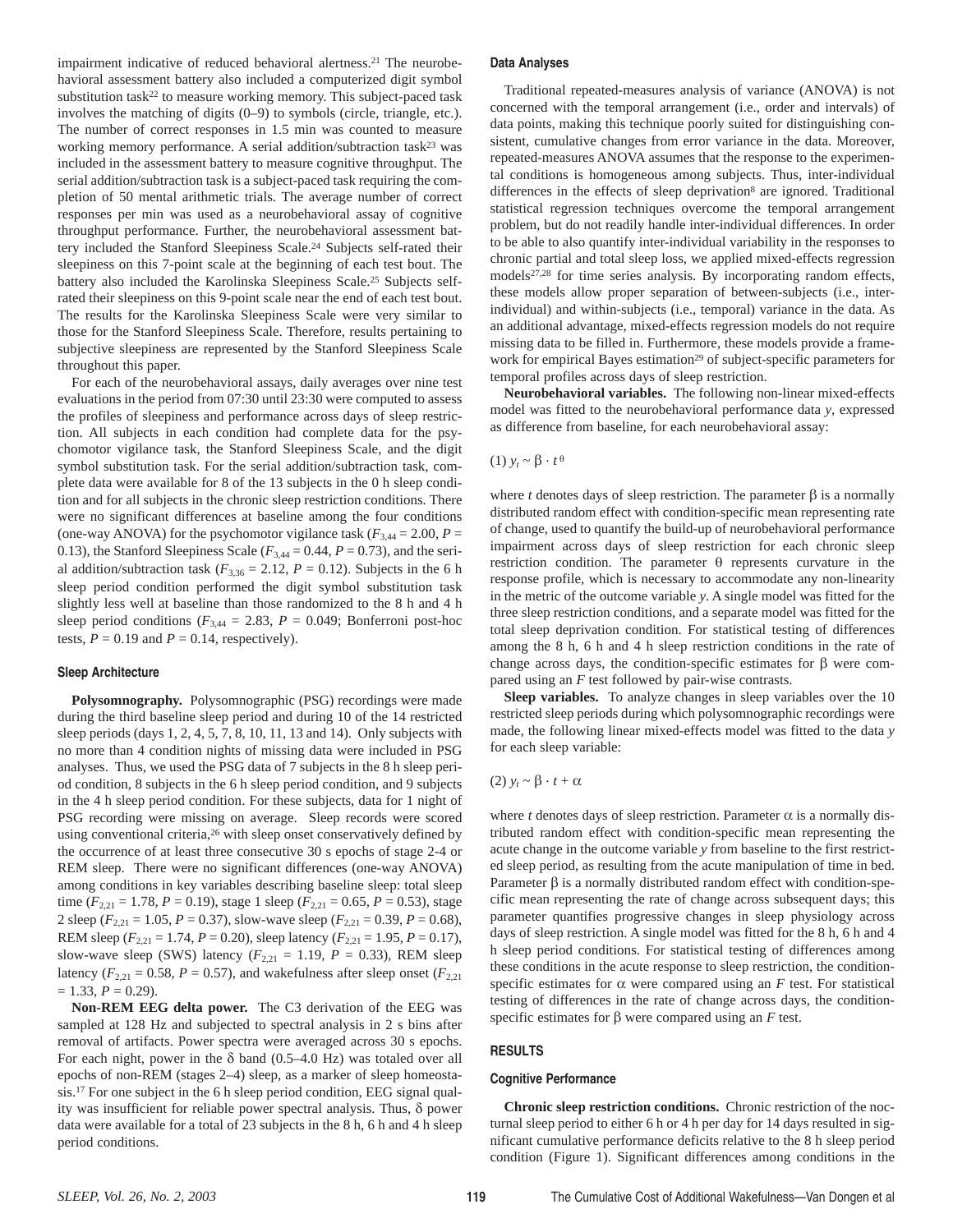impairment indicative of reduced behavioral alertness.[21] The neurobehavioral assessment battery also included a computerized digit symbol substitution task[22] to measure working memory. This subject-paced task involves the matching of digits (0–9) to symbols (circle, triangle, etc.). The number of correct responses in 1.5 min was counted to measure working memory performance. A serial addition/subtraction task[23] was included in the assessment battery to measure cognitive throughput. The serial addition/subtraction task is a subject-paced task requiring the completion of 50 mental arithmetic trials. The average number of correct responses per min was used as a neurobehavioral assay of cognitive throughput performance. Further, the neurobehavioral assessment battery included the Stanford Sleepiness Scale.[24] Subjects self-rated their sleepiness on this 7-point scale at the beginning of each test bout. The battery also included the Karolinska Sleepiness Scale.[25] Subjects self-rated their sleepiness on this 9-point scale near the end of each test bout. The results for the Karolinska Sleepiness Scale were very similar to those for the Stanford Sleepiness Scale. Therefore, results pertaining to subjective sleepiness are represented by the Stanford Sleepiness Scale throughout this paper.

For each of the neurobehavioral assays, daily averages over nine test evaluations in the period from 07:30 until 23:30 were computed to assess the profiles of sleepiness and performance across days of sleep restriction. All subjects in each condition had complete data for the psychomotor vigilance task, the Stanford Sleepiness Scale, and the digit symbol substitution task. For the serial addition/subtraction task, complete data were available for 8 of the 13 subjects in the 0 h sleep condition and for all subjects in the chronic sleep restriction conditions. There were no significant differences at baseline among the four conditions (one-way ANOVA) for the psychomotor vigilance task ($F_{3,44} = 2.00$, $P = 0.13$), the Stanford Sleepiness Scale ($F_{3,44} = 0.44$, $P = 0.73$), and the serial addition/subtraction task ($F_{3,36} = 2.12$, $P = 0.12$). Subjects in the 6 h sleep period condition performed the digit symbol substitution task slightly less well at baseline than those randomized to the 8 h and 4 h sleep period conditions ($F_{3,44} = 2.83$, $P = 0.049$; Bonferroni post-hoc tests, $P = 0.19$ and $P = 0.14$, respectively).

### Sleep Architecture

**Polysomnography.** Polysomnographic (PSG) recordings were made during the third baseline sleep period and during 10 of the 14 restricted sleep periods (days 1, 2, 4, 5, 7, 8, 10, 11, 13 and 14). Only subjects with no more than 4 condition nights of missing data were included in PSG analyses. Thus, we used the PSG data of 7 subjects in the 8 h sleep period condition, 8 subjects in the 6 h sleep period condition, and 9 subjects in the 4 h sleep period condition. For these subjects, data for 1 night of PSG recording were missing on average. Sleep records were scored using conventional criteria,[26] with sleep onset conservatively defined by the occurrence of at least three consecutive 30 s epochs of stage 2-4 or REM sleep. There were no significant differences (one-way ANOVA) among conditions in key variables describing baseline sleep: total sleep time ($F_{2,21} = 1.78$, $P = 0.19$), stage 1 sleep ($F_{2,21} = 0.65$, $P = 0.53$), stage 2 sleep ($F_{2,21} = 1.05$, $P = 0.37$), slow-wave sleep ($F_{2,21} = 0.39$, $P = 0.68$), REM sleep ($F_{2,21} = 1.74$, $P = 0.20$), sleep latency ($F_{2,21} = 1.95$, $P = 0.17$), slow-wave sleep (SWS) latency ($F_{2,21} = 1.19$, $P = 0.33$), REM sleep latency ($F_{2,21} = 0.58$, $P = 0.57$), and wakefulness after sleep onset ($F_{2,21} = 1.33$, $P = 0.29$).

**Non-REM EEG delta power.** The C3 derivation of the EEG was sampled at 128 Hz and subjected to spectral analysis in 2 s bins after removal of artifacts. Power spectra were averaged across 30 s epochs. For each night, power in the $\delta$ band (0.5–4.0 Hz) was totaled over all epochs of non-REM (stages 2–4) sleep, as a marker of sleep homeostasis.[17] For one subject in the 6 h sleep period condition, EEG signal quality was insufficient for reliable power spectral analysis. Thus, $\delta$ power data were available for a total of 23 subjects in the 8 h, 6 h and 4 h sleep period conditions.

### Data Analyses

Traditional repeated-measures analysis of variance (ANOVA) is not concerned with the temporal arrangement (i.e., order and intervals) of data points, making this technique poorly suited for distinguishing consistent, cumulative changes from error variance in the data. Moreover, repeated-measures ANOVA assumes that the response to the experimental conditions is homogeneous among subjects. Thus, inter-individual differences in the effects of sleep deprivation[8] are ignored. Traditional statistical regression techniques overcome the temporal arrangement problem, but do not readily handle inter-individual differences. In order to be able to also quantify inter-individual variability in the responses to chronic partial and total sleep loss, we applied mixed-effects regression models[27,28] for time series analysis. By incorporating random effects, these models allow proper separation of between-subjects (i.e., inter-individual) and within-subjects (i.e., temporal) variance in the data. As an additional advantage, mixed-effects regression models do not require missing data to be filled in. Furthermore, these models provide a framework for empirical Bayes estimation[29] of subject-specific parameters for temporal profiles across days of sleep restriction.

**Neurobehavioral variables.** The following non-linear mixed-effects model was fitted to the neurobehavioral performance data *y*, expressed as difference from baseline, for each neurobehavioral assay:

(1) $y_t \sim \beta \cdot t^{\theta}$

where *t* denotes days of sleep restriction. The parameter $\beta$ is a normally distributed random effect with condition-specific mean representing rate of change, used to quantify the build-up of neurobehavioral performance impairment across days of sleep restriction for each chronic sleep restriction condition. The parameter $\theta$ represents curvature in the response profile, which is necessary to accommodate any non-linearity in the metric of the outcome variable *y*. A single model was fitted for the three sleep restriction conditions, and a separate model was fitted for the total sleep deprivation condition. For statistical testing of differences among the 8 h, 6 h and 4 h sleep restriction conditions in the rate of change across days, the condition-specific estimates for $\beta$ were compared using an *F* test followed by pair-wise contrasts.

**Sleep variables.** To analyze changes in sleep variables over the 10 restricted sleep periods during which polysomnographic recordings were made, the following linear mixed-effects model was fitted to the data *y* for each sleep variable:

(2) $y_t \sim \beta \cdot t + \alpha$

where *t* denotes days of sleep restriction. Parameter $\alpha$ is a normally distributed random effect with condition-specific mean representing the acute change in the outcome variable *y* from baseline to the first restricted sleep period, as resulting from the acute manipulation of time in bed. Parameter $\beta$ is a normally distributed random effect with condition-specific mean representing the rate of change across subsequent days; this parameter quantifies progressive changes in sleep physiology across days of sleep restriction. A single model was fitted for the 8 h, 6 h and 4 h sleep period conditions. For statistical testing of differences among these conditions in the acute response to sleep restriction, the condition-specific estimates for $\alpha$ were compared using an *F* test. For statistical testing of differences in the rate of change across days, the condition-specific estimates for $\beta$ were compared using an *F* test.

## RESULTS

### Cognitive Performance

**Chronic sleep restriction conditions.** Chronic restriction of the nocturnal sleep period to either 6 h or 4 h per day for 14 days resulted in significant cumulative performance deficits relative to the 8 h sleep period condition (Figure 1). Significant differences among conditions in the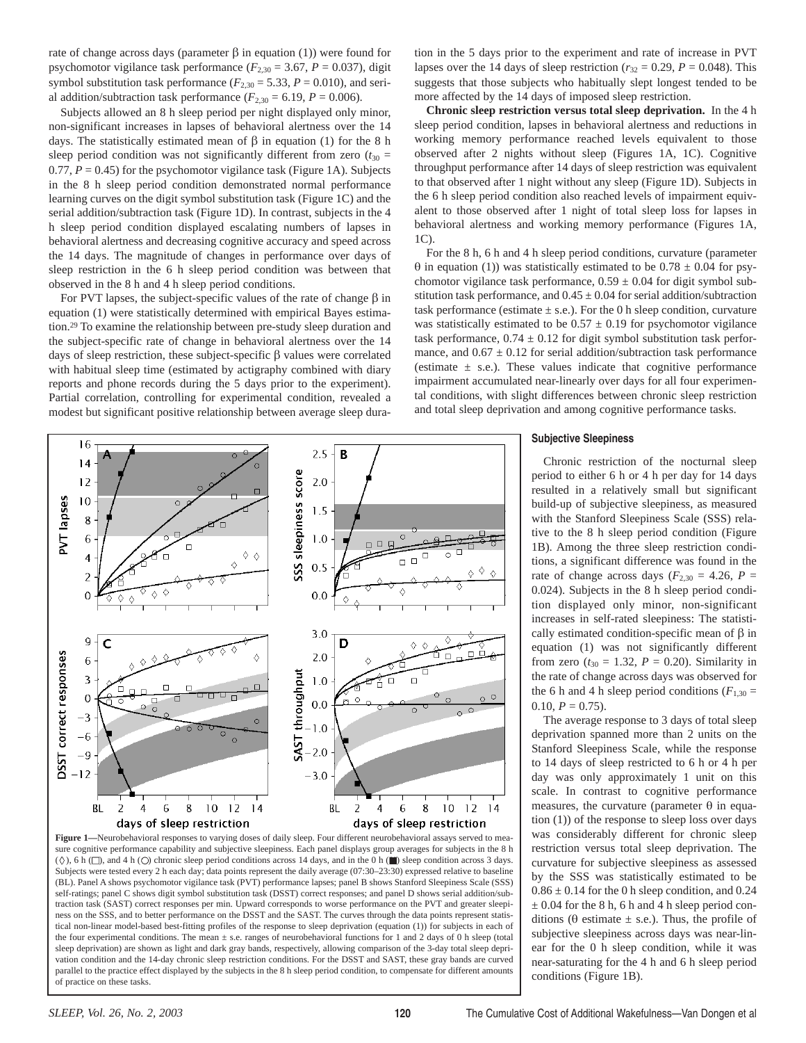rate of change across days (parameter β in equation (1)) were found for psychomotor vigilance task performance ($F_{2,30} = 3.67$, $P = 0.037$), digit symbol substitution task performance ($F_{2,30} = 5.33$, $P = 0.010$), and serial addition/subtraction task performance ($F_{2,30} = 6.19$, $P = 0.006$).

Subjects allowed an 8 h sleep period per night displayed only minor, non-significant increases in lapses of behavioral alertness over the 14 days. The statistically estimated mean of β in equation (1) for the 8 h sleep period condition was not significantly different from zero ($t_{30} = 0.77$, $P = 0.45$) for the psychomotor vigilance task (Figure 1A). Subjects in the 8 h sleep period condition demonstrated normal performance learning curves on the digit symbol substitution task (Figure 1C) and the serial addition/subtraction task (Figure 1D). In contrast, subjects in the 4 h sleep period condition displayed escalating numbers of lapses in behavioral alertness and decreasing cognitive accuracy and speed across the 14 days. The magnitude of changes in performance over days of sleep restriction in the 6 h sleep period condition was between that observed in the 8 h and 4 h sleep period conditions.

For PVT lapses, the subject-specific values of the rate of change β in equation (1) were statistically determined with empirical Bayes estimation.[29] To examine the relationship between pre-study sleep duration and the subject-specific rate of change in behavioral alertness over the 14 days of sleep restriction, these subject-specific β values were correlated with habitual sleep time (estimated by actigraphy combined with diary reports and phone records during the 5 days prior to the experiment). Partial correlation, controlling for experimental condition, revealed a modest but significant positive relationship between average sleep duration in the 5 days prior to the experiment and rate of increase in PVT lapses over the 14 days of sleep restriction ($r_{32} = 0.29$, $P = 0.048$). This suggests that those subjects who habitually slept longest tended to be more affected by the 14 days of imposed sleep restriction.

**Chronic sleep restriction versus total sleep deprivation.** In the 4 h sleep period condition, lapses in behavioral alertness and reductions in working memory performance reached levels equivalent to those observed after 2 nights without sleep (Figures 1A, 1C). Cognitive throughput performance after 14 days of sleep restriction was equivalent to that observed after 1 night without any sleep (Figure 1D). Subjects in the 6 h sleep period condition also reached levels of impairment equivalent to those observed after 1 night of total sleep loss for lapses in behavioral alertness and working memory performance (Figures 1A, 1C).

For the 8 h, 6 h and 4 h sleep period conditions, curvature (parameter θ in equation (1)) was statistically estimated to be $0.78 \pm 0.04$ for psychomotor vigilance task performance, $0.59 \pm 0.04$ for digit symbol substitution task performance, and $0.45 \pm 0.04$ for serial addition/subtraction task performance (estimate ± s.e.). For the 0 h sleep condition, curvature was statistically estimated to be $0.57 \pm 0.19$ for psychomotor vigilance task performance, $0.74 \pm 0.12$ for digit symbol substitution task performance, and $0.67 \pm 0.12$ for serial addition/subtraction task performance (estimate ± s.e.). These values indicate that cognitive performance impairment accumulated near-linearly over days for all four experimental conditions, with slight differences between chronic sleep restriction and total sleep deprivation and among cognitive performance tasks.

**Figure 1**—Neurobehavioral responses to varying doses of daily sleep. Four different neurobehavioral assays served to measure cognitive performance capability and subjective sleepiness. Each panel displays group averages for subjects in the 8 h (◇), 6 h (□), and 4 h (○) chronic sleep period conditions across 14 days, and in the 0 h (■) sleep condition across 3 days. Subjects were tested every 2 h each day; data points represent the daily average (07:30–23:30) expressed relative to baseline (BL). Panel A shows psychomotor vigilance task (PVT) performance lapses; panel B shows Stanford Sleepiness Scale (SSS) self-ratings; panel C shows digit symbol substitution task (DSST) correct responses; and panel D shows serial addition/subtraction task (SAST) correct responses per min. Upward corresponds to worse performance on the PVT and greater sleepiness on the SSS, and to better performance on the DSST and the SAST. The curves through the data points represent statistical non-linear model-based best-fitting profiles of the response to sleep deprivation (equation (1)) for subjects in each of the four experimental conditions. The mean ± s.e. ranges of neurobehavioral functions for 1 and 2 days of 0 h sleep (total sleep deprivation) are shown as light and dark gray bands, respectively, allowing comparison of the 3-day total sleep deprivation condition and the 14-day chronic sleep restriction conditions. For the DSST and SAST, these gray bands are curved parallel to the practice effect displayed by the subjects in the 8 h sleep period condition, to compensate for different amounts of practice on these tasks.

### Subjective Sleepiness

Chronic restriction of the nocturnal sleep period to either 6 h or 4 h per day for 14 days resulted in a relatively small but significant build-up of subjective sleepiness, as measured with the Stanford Sleepiness Scale (SSS) relative to the 8 h sleep period condition (Figure 1B). Among the three sleep restriction conditions, a significant difference was found in the rate of change across days ($F_{2,30} = 4.26$, $P = 0.024$). Subjects in the 8 h sleep period condition displayed only minor, non-significant increases in self-rated sleepiness: The statistically estimated condition-specific mean of β in equation (1) was not significantly different from zero ($t_{30} = 1.32$, $P = 0.20$). Similarity in the rate of change across days was observed for the 6 h and 4 h sleep period conditions ($F_{1,30} = 0.10$, $P = 0.75$).

The average response to 3 days of total sleep deprivation spanned more than 2 units on the Stanford Sleepiness Scale, while the response to 14 days of sleep restricted to 6 h or 4 h per day was only approximately 1 unit on this scale. In contrast to cognitive performance measures, the curvature (parameter θ in equation (1)) of the response to sleep loss over days was considerably different for chronic sleep restriction versus total sleep deprivation. The curvature for subjective sleepiness as assessed by the SSS was statistically estimated to be $0.86 \pm 0.14$ for the 0 h sleep condition, and $0.24 \pm 0.04$ for the 8 h, 6 h and 4 h sleep period conditions (θ estimate ± s.e.). Thus, the profile of subjective sleepiness across days was near-linear for the 0 h sleep condition, while it was near-saturating for the 4 h and 6 h sleep period conditions (Figure 1B).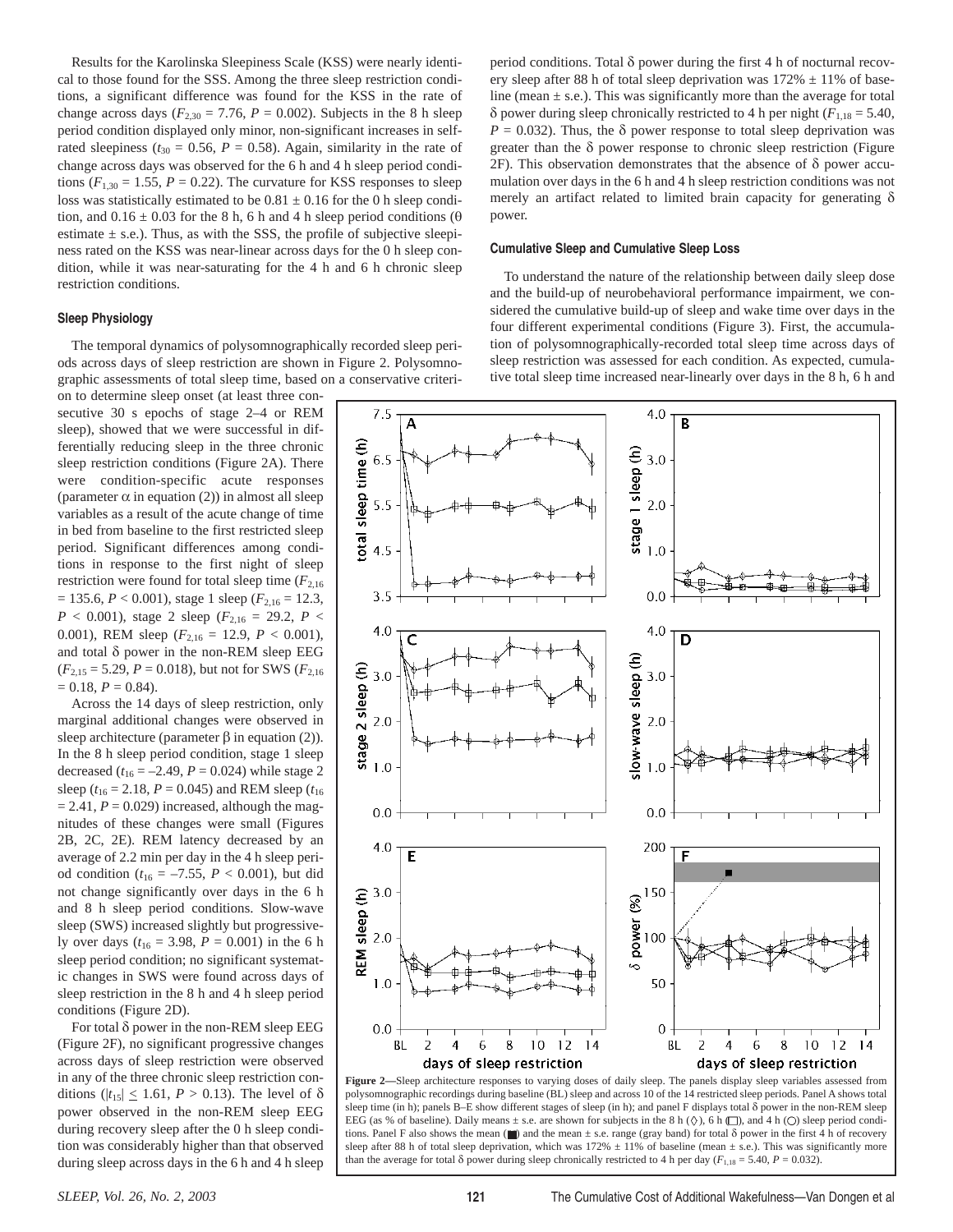Results for the Karolinska Sleepiness Scale (KSS) were nearly identical to those found for the SSS. Among the three sleep restriction conditions, a significant difference was found for the KSS in the rate of change across days ($F_{2,30} = 7.76$, $P = 0.002$). Subjects in the 8 h sleep period condition displayed only minor, non-significant increases in self-rated sleepiness ($t_{30} = 0.56$, $P = 0.58$). Again, similarity in the rate of change across days was observed for the 6 h and 4 h sleep period conditions ($F_{1,30} = 1.55$, $P = 0.22$). The curvature for KSS responses to sleep loss was statistically estimated to be $0.81 \pm 0.16$ for the 0 h sleep condition, and $0.16 \pm 0.03$ for the 8 h, 6 h and 4 h sleep period conditions ($\theta$ estimate $\pm$ s.e.). Thus, as with the SSS, the profile of subjective sleepiness rated on the KSS was near-linear across days for the 0 h sleep condition, while it was near-saturating for the 4 h and 6 h chronic sleep restriction conditions.

### Sleep Physiology

The temporal dynamics of polysomnographically recorded sleep periods across days of sleep restriction are shown in Figure 2. Polysomnographic assessments of total sleep time, based on a conservative criterion to determine sleep onset (at least three consecutive 30 s epochs of stage 2–4 or REM sleep), showed that we were successful in differentially reducing sleep in the three chronic sleep restriction conditions (Figure 2A). There were condition-specific acute responses (parameter $\alpha$ in equation (2)) in almost all sleep variables as a result of the acute change of time in bed from baseline to the first restricted sleep period. Significant differences among conditions in response to the first night of sleep restriction were found for total sleep time ($F_{2,16} = 135.6$, $P < 0.001$), stage 1 sleep ($F_{2,16} = 12.3$, $P < 0.001$), stage 2 sleep ($F_{2,16} = 29.2$, $P < 0.001$), REM sleep ($F_{2,16} = 12.9$, $P < 0.001$), and total $\delta$ power in the non-REM sleep EEG ($F_{2,15} = 5.29$, $P = 0.018$), but not for SWS ($F_{2,16} = 0.18$, $P = 0.84$).

Across the 14 days of sleep restriction, only marginal additional changes were observed in sleep architecture (parameter $\beta$ in equation (2)). In the 8 h sleep period condition, stage 1 sleep decreased ($t_{16} = -2.49$, $P = 0.024$) while stage 2 sleep ($t_{16} = 2.18$, $P = 0.045$) and REM sleep ($t_{16} = 2.41$, $P = 0.029$) increased, although the magnitudes of these changes were small (Figures 2B, 2C, 2E). REM latency decreased by an average of 2.2 min per day in the 4 h sleep period condition ($t_{16} = -7.55$, $P < 0.001$), but did not change significantly over days in the 6 h and 8 h sleep period conditions. Slow-wave sleep (SWS) increased slightly but progressively over days ($t_{16} = 3.98$, $P = 0.001$) in the 6 h sleep period condition; no significant systematic changes in SWS were found across days of sleep restriction in the 8 h and 4 h sleep period conditions (Figure 2D).

For total $\delta$ power in the non-REM sleep EEG (Figure 2F), no significant progressive changes across days of sleep restriction were observed in any of the three chronic sleep restriction conditions ($|t_{15}| \leq 1.61$, $P > 0.13$). The level of $\delta$ power observed in the non-REM sleep EEG during recovery sleep after the 0 h sleep condition was considerably higher than that observed during sleep across days in the 6 h and 4 h sleep period conditions. Total $\delta$ power during the first 4 h of nocturnal recovery sleep after 88 h of total sleep deprivation was $172\% \pm 11\%$ of baseline (mean $\pm$ s.e.). This was significantly more than the average for total $\delta$ power during sleep chronically restricted to 4 h per night ($F_{1,18} = 5.40$, $P = 0.032$). Thus, the $\delta$ power response to total sleep deprivation was greater than the $\delta$ power response to chronic sleep restriction (Figure 2F). This observation demonstrates that the absence of $\delta$ power accumulation over days in the 6 h and 4 h sleep restriction conditions was not merely an artifact related to limited brain capacity for generating $\delta$ power.

### Cumulative Sleep and Cumulative Sleep Loss

To understand the nature of the relationship between daily sleep dose and the build-up of neurobehavioral performance impairment, we considered the cumulative build-up of sleep and wake time over days in the four different experimental conditions (Figure 3). First, the accumulation of polysomnographically-recorded total sleep time across days of sleep restriction was assessed for each condition. As expected, cumulative total sleep time increased near-linearly over days in the 8 h, 6 h and

**Figure 2**—Sleep architecture responses to varying doses of daily sleep. The panels display sleep variables assessed from polysomnographic recordings during baseline (BL) sleep and across 10 of the 14 restricted sleep periods. Panel A shows total sleep time (in h); panels B–E show different stages of sleep (in h); and panel F displays total $\delta$ power in the non-REM sleep EEG (as % of baseline). Daily means $\pm$ s.e. are shown for subjects in the 8 h (◇), 6 h (□), and 4 h (○) sleep period conditions. Panel F also shows the mean (■) and the mean $\pm$ s.e. range (gray band) for total $\delta$ power in the first 4 h of recovery sleep after 88 h of total sleep deprivation, which was $172\% \pm 11\%$ of baseline (mean $\pm$ s.e.). This was significantly more than the average for total $\delta$ power during sleep chronically restricted to 4 h per day ($F_{1,18} = 5.40$, $P = 0.032$).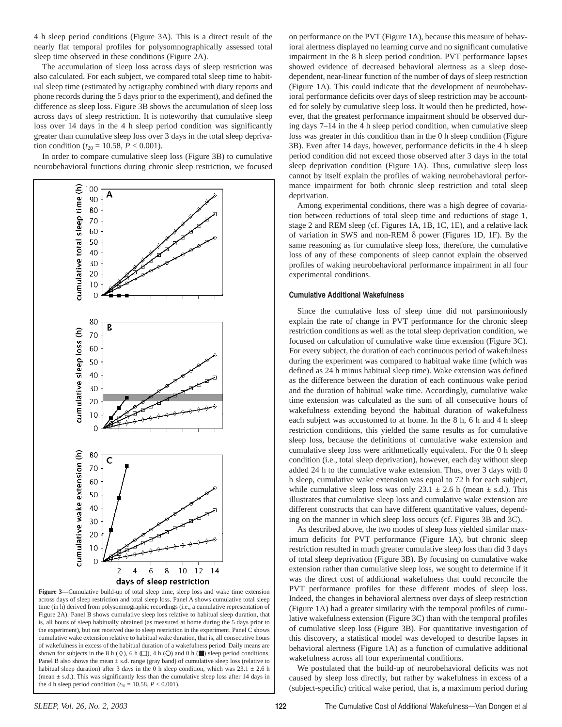4 h sleep period conditions (Figure 3A). This is a direct result of the nearly flat temporal profiles for polysomnographically assessed total sleep time observed in these conditions (Figure 2A).

The accumulation of sleep loss across days of sleep restriction was also calculated. For each subject, we compared total sleep time to habitual sleep time (estimated by actigraphy combined with diary reports and phone records during the 5 days prior to the experiment), and defined the difference as sleep loss. Figure 3B shows the accumulation of sleep loss across days of sleep restriction. It is noteworthy that cumulative sleep loss over 14 days in the 4 h sleep period condition was significantly greater than cumulative sleep loss over 3 days in the total sleep deprivation condition ($t_{20} = 10.58$, $P < 0.001$).

In order to compare cumulative sleep loss (Figure 3B) to cumulative neurobehavioral functions during chronic sleep restriction, we focused on performance on the PVT (Figure 1A), because this measure of behavioral alertness displayed no learning curve and no significant cumulative impairment in the 8 h sleep period condition. PVT performance lapses showed evidence of decreased behavioral alertness as a sleep dose-dependent, near-linear function of the number of days of sleep restriction (Figure 1A). This could indicate that the development of neurobehavioral performance deficits over days of sleep restriction may be accounted for solely by cumulative sleep loss. It would then be predicted, however, that the greatest performance impairment should be observed during days 7–14 in the 4 h sleep period condition, when cumulative sleep loss was greater in this condition than in the 0 h sleep condition (Figure 3B). Even after 14 days, however, performance deficits in the 4 h sleep period condition did not exceed those observed after 3 days in the total sleep deprivation condition (Figure 1A). Thus, cumulative sleep loss cannot by itself explain the profiles of waking neurobehavioral performance impairment for both chronic sleep restriction and total sleep deprivation.

Among experimental conditions, there was a high degree of covariation between reductions of total sleep time and reductions of stage 1, stage 2 and REM sleep (cf. Figures 1A, 1B, 1C, 1E), and a relative lack of variation in SWS and non-REM $\delta$ power (Figures 1D, 1F). By the same reasoning as for cumulative sleep loss, therefore, the cumulative loss of any of these components of sleep cannot explain the observed profiles of waking neurobehavioral performance impairment in all four experimental conditions.

**Figure 3**—Cumulative build-up of total sleep time, sleep loss and wake time extension across days of sleep restriction and total sleep loss. Panel A shows cumulative total sleep time (in h) derived from polysomnographic recordings (i.e., a cumulative representation of Figure 2A). Panel B shows cumulative sleep loss relative to habitual sleep duration, that is, all hours of sleep habitually obtained (as measured at home during the 5 days prior to the experiment), but not received due to sleep restriction in the experiment. Panel C shows cumulative wake extension relative to habitual wake duration, that is, all consecutive hours of wakefulness in excess of the habitual duration of a wakefulness period. Daily means are shown for subjects in the 8 h (◇), 6 h (□), 4 h (○) and 0 h (■) sleep period conditions. Panel B also shows the mean ± s.d. range (gray band) of cumulative sleep loss (relative to habitual sleep duration) after 3 days in the 0 h sleep condition, which was 23.1 ± 2.6 h (mean ± s.d.). This was significantly less than the cumulative sleep loss after 14 days in the 4 h sleep period condition ($t_{20} = 10.58$, $P < 0.001$).

### Cumulative Additional Wakefulness

Since the cumulative loss of sleep time did not parsimoniously explain the rate of change in PVT performance for the chronic sleep restriction conditions as well as the total sleep deprivation condition, we focused on calculation of cumulative wake time extension (Figure 3C). For every subject, the duration of each continuous period of wakefulness during the experiment was compared to habitual wake time (which was defined as 24 h minus habitual sleep time). Wake extension was defined as the difference between the duration of each continuous wake period and the duration of habitual wake time. Accordingly, cumulative wake time extension was calculated as the sum of all consecutive hours of wakefulness extending beyond the habitual duration of wakefulness each subject was accustomed to at home. In the 8 h, 6 h and 4 h sleep restriction conditions, this yielded the same results as for cumulative sleep loss, because the definitions of cumulative wake extension and cumulative sleep loss were arithmetically equivalent. For the 0 h sleep condition (i.e., total sleep deprivation), however, each day without sleep added 24 h to the cumulative wake extension. Thus, over 3 days with 0 h sleep, cumulative wake extension was equal to 72 h for each subject, while cumulative sleep loss was only 23.1 ± 2.6 h (mean ± s.d.). This illustrates that cumulative sleep loss and cumulative wake extension are different constructs that can have different quantitative values, depending on the manner in which sleep loss occurs (cf. Figures 3B and 3C).

As described above, the two modes of sleep loss yielded similar maximum deficits for PVT performance (Figure 1A), but chronic sleep restriction resulted in much greater cumulative sleep loss than did 3 days of total sleep deprivation (Figure 3B). By focusing on cumulative wake extension rather than cumulative sleep loss, we sought to determine if it was the direct cost of additional wakefulness that could reconcile the PVT performance profiles for these different modes of sleep loss. Indeed, the changes in behavioral alertness over days of sleep restriction (Figure 1A) had a greater similarity with the temporal profiles of cumulative wakefulness extension (Figure 3C) than with the temporal profiles of cumulative sleep loss (Figure 3B). For quantitative investigation of this discovery, a statistical model was developed to describe lapses in behavioral alertness (Figure 1A) as a function of cumulative additional wakefulness across all four experimental conditions.

We postulated that the build-up of neurobehavioral deficits was not caused by sleep loss directly, but rather by wakefulness in excess of a (subject-specific) critical wake period, that is, a maximum period during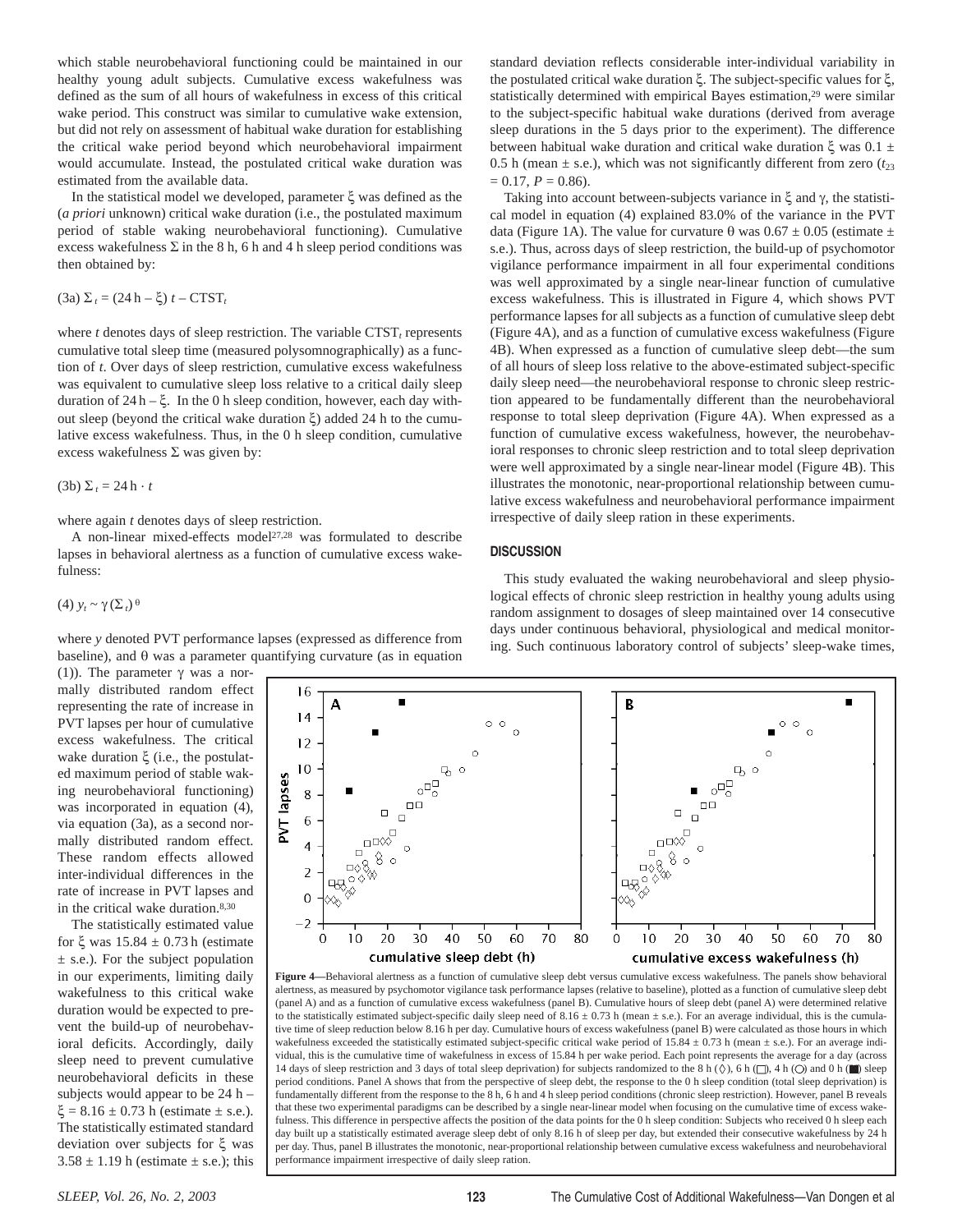which stable neurobehavioral functioning could be maintained in our healthy young adult subjects. Cumulative excess wakefulness was defined as the sum of all hours of wakefulness in excess of this critical wake period. This construct was similar to cumulative wake extension, but did not rely on assessment of habitual wake duration for establishing the critical wake period beyond which neurobehavioral impairment would accumulate. Instead, the postulated critical wake duration was estimated from the available data.

In the statistical model we developed, parameter $\xi$ was defined as the (*a priori* unknown) critical wake duration (i.e., the postulated maximum period of stable waking neurobehavioral functioning). Cumulative excess wakefulness $\Sigma$ in the 8 h, 6 h and 4 h sleep period conditions was then obtained by:

(3a) $\Sigma_t = (24\,\text{h} - \xi)\, t - \text{CTST}_t$

where $t$ denotes days of sleep restriction. The variable $\text{CTST}_t$ represents cumulative total sleep time (measured polysomnographically) as a function of $t$. Over days of sleep restriction, cumulative excess wakefulness was equivalent to cumulative sleep loss relative to a critical daily sleep duration of $24\,\text{h} - \xi$. In the 0 h sleep condition, however, each day without sleep (beyond the critical wake duration $\xi$) added 24 h to the cumulative excess wakefulness. Thus, in the 0 h sleep condition, cumulative excess wakefulness $\Sigma$ was given by:

(3b) $\Sigma_t = 24\,\text{h} \cdot t$

where again $t$ denotes days of sleep restriction.

A non-linear mixed-effects model[27,28] was formulated to describe lapses in behavioral alertness as a function of cumulative excess wakefulness:

(4) $y_t \sim \gamma\, (\Sigma_t)^{\theta}$

where $y$ denoted PVT performance lapses (expressed as difference from baseline), and $\theta$ was a parameter quantifying curvature (as in equation (1)). The parameter $\gamma$ was a normally distributed random effect representing the rate of increase in PVT lapses per hour of cumulative excess wakefulness. The critical wake duration $\xi$ (i.e., the postulated maximum period of stable waking neurobehavioral functioning) was incorporated in equation (4), via equation (3a), as a second normally distributed random effect. These random effects allowed inter-individual differences in the rate of increase in PVT lapses and in the critical wake duration.[8,30]

The statistically estimated value for $\xi$ was $15.84 \pm 0.73$ h (estimate $\pm$ s.e.). For the subject population in our experiments, limiting daily wakefulness to this critical wake duration would be expected to prevent the build-up of neurobehavioral deficits. Accordingly, daily sleep need to prevent cumulative neurobehavioral deficits in these subjects would appear to be $24\,\text{h} - \xi = 8.16 \pm 0.73$ h (estimate $\pm$ s.e.). The statistically estimated standard deviation over subjects for $\xi$ was $3.58 \pm 1.19$ h (estimate $\pm$ s.e.); this standard deviation reflects considerable inter-individual variability in the postulated critical wake duration $\xi$. The subject-specific values for $\xi$, statistically determined with empirical Bayes estimation,[29] were similar to the subject-specific habitual wake durations (derived from average sleep durations in the 5 days prior to the experiment). The difference between habitual wake duration and critical wake duration $\xi$ was $0.1 \pm 0.5$ h (mean $\pm$ s.e.), which was not significantly different from zero ($t_{23} = 0.17$, $P = 0.86$).

Taking into account between-subjects variance in $\xi$ and $\gamma$, the statistical model in equation (4) explained 83.0% of the variance in the PVT data (Figure 1A). The value for curvature $\theta$ was $0.67 \pm 0.05$ (estimate $\pm$ s.e.). Thus, across days of sleep restriction, the build-up of psychomotor vigilance performance impairment in all four experimental conditions was well approximated by a single near-linear function of cumulative excess wakefulness. This is illustrated in Figure 4, which shows PVT performance lapses for all subjects as a function of cumulative sleep debt (Figure 4A), and as a function of cumulative excess wakefulness (Figure 4B). When expressed as a function of cumulative sleep debt—the sum of all hours of sleep loss relative to the above-estimated subject-specific daily sleep need—the neurobehavioral response to chronic sleep restriction appeared to be fundamentally different than the neurobehavioral response to total sleep deprivation (Figure 4A). When expressed as a function of cumulative excess wakefulness, however, the neurobehavioral responses to chronic sleep restriction and to total sleep deprivation were well approximated by a single near-linear model (Figure 4B). This illustrates the monotonic, near-proportional relationship between cumulative excess wakefulness and neurobehavioral performance impairment irrespective of daily sleep ration in these experiments.

## DISCUSSION

This study evaluated the waking neurobehavioral and sleep physiological effects of chronic sleep restriction in healthy young adults using random assignment to dosages of sleep maintained over 14 consecutive days under continuous behavioral, physiological and medical monitoring. Such continuous laboratory control of subjects' sleep-wake times,

**Figure 4**—Behavioral alertness as a function of cumulative sleep debt versus cumulative excess wakefulness. The panels show behavioral alertness, as measured by psychomotor vigilance task performance lapses (relative to baseline), plotted as a function of cumulative sleep debt (panel A) and as a function of cumulative excess wakefulness (panel B). Cumulative hours of sleep debt (panel A) were determined relative to the statistically estimated subject-specific daily sleep need of $8.16 \pm 0.73$ h (mean $\pm$ s.e.). For an average individual, this is the cumulative time of sleep reduction below 8.16 h per day. Cumulative hours of excess wakefulness (panel B) were calculated as those hours in which wakefulness exceeded the statistically estimated subject-specific critical wake period of $15.84 \pm 0.73$ h (mean $\pm$ s.e.). For an average individual, this is the cumulative time of wakefulness in excess of 15.84 h per wake period. Each point represents the average for a day (across 14 days of sleep restriction and 3 days of total sleep deprivation) for subjects randomized to the 8 h (◊), 6 h (□), 4 h (○) and 0 h (■) sleep period conditions. Panel A shows that from the perspective of sleep debt, the response to the 0 h sleep condition (total sleep deprivation) is fundamentally different from the response to the 8 h, 6 h and 4 h sleep period conditions (chronic sleep restriction). However, panel B reveals that these two experimental paradigms can be described by a single near-linear model when focusing on the cumulative time of excess wakefulness. This difference in perspective affects the position of the data points for the 0 h sleep condition: Subjects who received 0 h sleep each day built up a statistically estimated average sleep debt of only 8.16 h of sleep per day, but extended their consecutive wakefulness by 24 h per day. Thus, panel B illustrates the monotonic, near-proportional relationship between cumulative excess wakefulness and neurobehavioral performance impairment irrespective of daily sleep ration.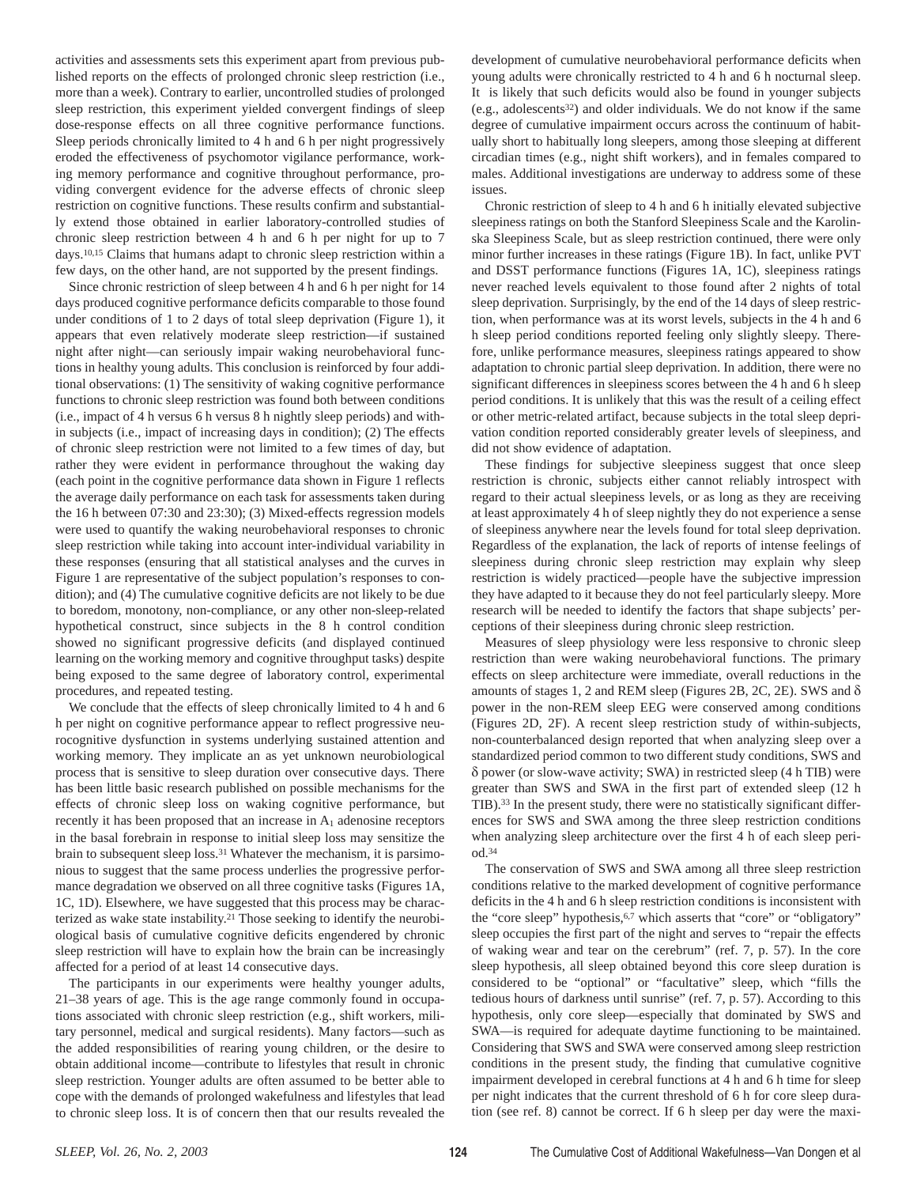activities and assessments sets this experiment apart from previous published reports on the effects of prolonged chronic sleep restriction (i.e., more than a week). Contrary to earlier, uncontrolled studies of prolonged sleep restriction, this experiment yielded convergent findings of sleep dose-response effects on all three cognitive performance functions. Sleep periods chronically limited to 4 h and 6 h per night progressively eroded the effectiveness of psychomotor vigilance performance, working memory performance and cognitive throughout performance, providing convergent evidence for the adverse effects of chronic sleep restriction on cognitive functions. These results confirm and substantially extend those obtained in earlier laboratory-controlled studies of chronic sleep restriction between 4 h and 6 h per night for up to 7 days.[10,15] Claims that humans adapt to chronic sleep restriction within a few days, on the other hand, are not supported by the present findings.

Since chronic restriction of sleep between 4 h and 6 h per night for 14 days produced cognitive performance deficits comparable to those found under conditions of 1 to 2 days of total sleep deprivation (Figure 1), it appears that even relatively moderate sleep restriction—if sustained night after night—can seriously impair waking neurobehavioral functions in healthy young adults. This conclusion is reinforced by four additional observations: (1) The sensitivity of waking cognitive performance functions to chronic sleep restriction was found both between conditions (i.e., impact of 4 h versus 6 h versus 8 h nightly sleep periods) and within subjects (i.e., impact of increasing days in condition); (2) The effects of chronic sleep restriction were not limited to a few times of day, but rather they were evident in performance throughout the waking day (each point in the cognitive performance data shown in Figure 1 reflects the average daily performance on each task for assessments taken during the 16 h between 07:30 and 23:30); (3) Mixed-effects regression models were used to quantify the waking neurobehavioral responses to chronic sleep restriction while taking into account inter-individual variability in these responses (ensuring that all statistical analyses and the curves in Figure 1 are representative of the subject population's responses to condition); and (4) The cumulative cognitive deficits are not likely to be due to boredom, monotony, non-compliance, or any other non-sleep-related hypothetical construct, since subjects in the 8 h control condition showed no significant progressive deficits (and displayed continued learning on the working memory and cognitive throughput tasks) despite being exposed to the same degree of laboratory control, experimental procedures, and repeated testing.

We conclude that the effects of sleep chronically limited to 4 h and 6 h per night on cognitive performance appear to reflect progressive neurocognitive dysfunction in systems underlying sustained attention and working memory. They implicate an as yet unknown neurobiological process that is sensitive to sleep duration over consecutive days. There has been little basic research published on possible mechanisms for the effects of chronic sleep loss on waking cognitive performance, but recently it has been proposed that an increase in $A_1$ adenosine receptors in the basal forebrain in response to initial sleep loss may sensitize the brain to subsequent sleep loss.[31] Whatever the mechanism, it is parsimonious to suggest that the same process underlies the progressive performance degradation we observed on all three cognitive tasks (Figures 1A, 1C, 1D). Elsewhere, we have suggested that this process may be characterized as wake state instability.[21] Those seeking to identify the neurobiological basis of cumulative cognitive deficits engendered by chronic sleep restriction will have to explain how the brain can be increasingly affected for a period of at least 14 consecutive days.

The participants in our experiments were healthy younger adults, 21–38 years of age. This is the age range commonly found in occupations associated with chronic sleep restriction (e.g., shift workers, military personnel, medical and surgical residents). Many factors—such as the added responsibilities of rearing young children, or the desire to obtain additional income—contribute to lifestyles that result in chronic sleep restriction. Younger adults are often assumed to be better able to cope with the demands of prolonged wakefulness and lifestyles that lead to chronic sleep loss. It is of concern then that our results revealed the development of cumulative neurobehavioral performance deficits when young adults were chronically restricted to 4 h and 6 h nocturnal sleep. It is likely that such deficits would also be found in younger subjects (e.g., adolescents[32]) and older individuals. We do not know if the same degree of cumulative impairment occurs across the continuum of habitually short to habitually long sleepers, among those sleeping at different circadian times (e.g., night shift workers), and in females compared to males. Additional investigations are underway to address some of these issues.

Chronic restriction of sleep to 4 h and 6 h initially elevated subjective sleepiness ratings on both the Stanford Sleepiness Scale and the Karolinska Sleepiness Scale, but as sleep restriction continued, there were only minor further increases in these ratings (Figure 1B). In fact, unlike PVT and DSST performance functions (Figures 1A, 1C), sleepiness ratings never reached levels equivalent to those found after 2 nights of total sleep deprivation. Surprisingly, by the end of the 14 days of sleep restriction, when performance was at its worst levels, subjects in the 4 h and 6 h sleep period conditions reported feeling only slightly sleepy. Therefore, unlike performance measures, sleepiness ratings appeared to show adaptation to chronic partial sleep deprivation. In addition, there were no significant differences in sleepiness scores between the 4 h and 6 h sleep period conditions. It is unlikely that this was the result of a ceiling effect or other metric-related artifact, because subjects in the total sleep deprivation condition reported considerably greater levels of sleepiness, and did not show evidence of adaptation.

These findings for subjective sleepiness suggest that once sleep restriction is chronic, subjects either cannot reliably introspect with regard to their actual sleepiness levels, or as long as they are receiving at least approximately 4 h of sleep nightly they do not experience a sense of sleepiness anywhere near the levels found for total sleep deprivation. Regardless of the explanation, the lack of reports of intense feelings of sleepiness during chronic sleep restriction may explain why sleep restriction is widely practiced—people have the subjective impression they have adapted to it because they do not feel particularly sleepy. More research will be needed to identify the factors that shape subjects' perceptions of their sleepiness during chronic sleep restriction.

Measures of sleep physiology were less responsive to chronic sleep restriction than were waking neurobehavioral functions. The primary effects on sleep architecture were immediate, overall reductions in the amounts of stages 1, 2 and REM sleep (Figures 2B, 2C, 2E). SWS and $\delta$ power in the non-REM sleep EEG were conserved among conditions (Figures 2D, 2F). A recent sleep restriction study of within-subjects, non-counterbalanced design reported that when analyzing sleep over a standardized period common to two different study conditions, SWS and $\delta$ power (or slow-wave activity; SWA) in restricted sleep (4 h TIB) were greater than SWS and SWA in the first part of extended sleep (12 h TIB).[33] In the present study, there were no statistically significant differences for SWS and SWA among the three sleep restriction conditions when analyzing sleep architecture over the first 4 h of each sleep period.[34]

The conservation of SWS and SWA among all three sleep restriction conditions relative to the marked development of cognitive performance deficits in the 4 h and 6 h sleep restriction conditions is inconsistent with the "core sleep" hypothesis,[6,7] which asserts that "core" or "obligatory" sleep occupies the first part of the night and serves to "repair the effects of waking wear and tear on the cerebrum" (ref. 7, p. 57). In the core sleep hypothesis, all sleep obtained beyond this core sleep duration is considered to be "optional" or "facultative" sleep, which "fills the tedious hours of darkness until sunrise" (ref. 7, p. 57). According to this hypothesis, only core sleep—especially that dominated by SWS and SWA—is required for adequate daytime functioning to be maintained. Considering that SWS and SWA were conserved among sleep restriction conditions in the present study, the finding that cumulative cognitive impairment developed in cerebral functions at 4 h and 6 h time for sleep per night indicates that the current threshold of 6 h for core sleep duration (see ref. 8) cannot be correct. If 6 h sleep per day were the maxi-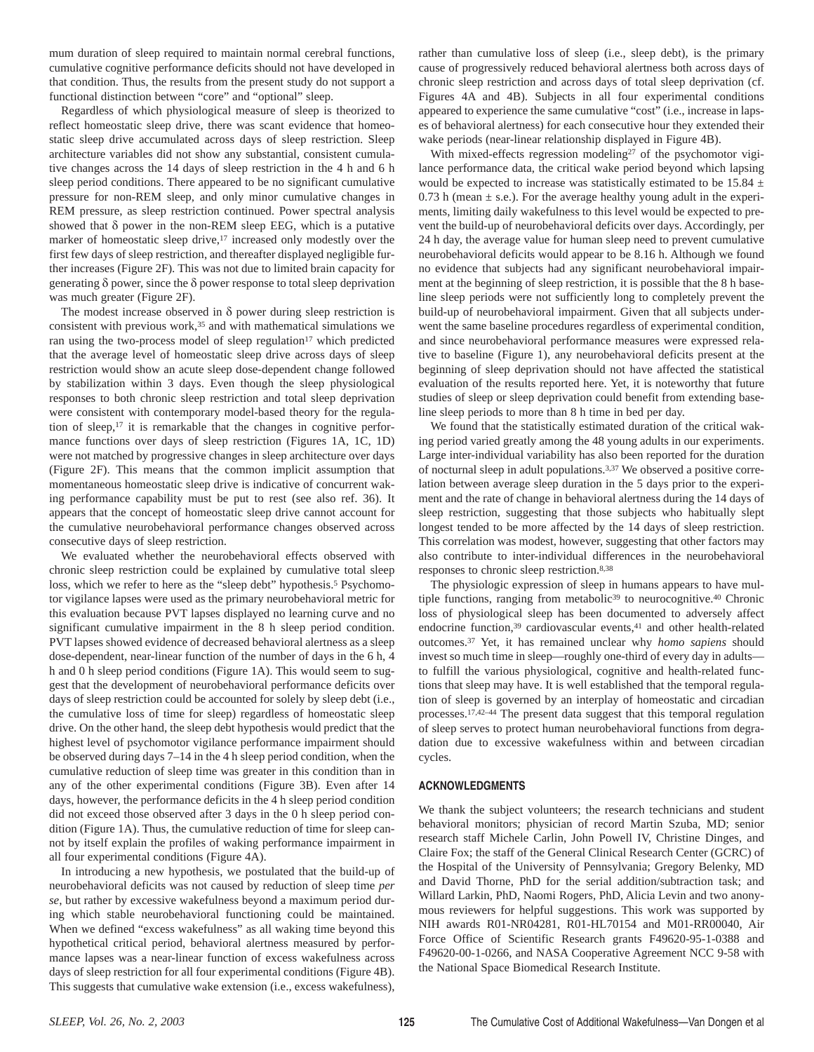mum duration of sleep required to maintain normal cerebral functions, cumulative cognitive performance deficits should not have developed in that condition. Thus, the results from the present study do not support a functional distinction between "core" and "optional" sleep.

Regardless of which physiological measure of sleep is theorized to reflect homeostatic sleep drive, there was scant evidence that homeostatic sleep drive accumulated across days of sleep restriction. Sleep architecture variables did not show any substantial, consistent cumulative changes across the 14 days of sleep restriction in the 4 h and 6 h sleep period conditions. There appeared to be no significant cumulative pressure for non-REM sleep, and only minor cumulative changes in REM pressure, as sleep restriction continued. Power spectral analysis showed that δ power in the non-REM sleep EEG, which is a putative marker of homeostatic sleep drive,[17] increased only modestly over the first few days of sleep restriction, and thereafter displayed negligible further increases (Figure 2F). This was not due to limited brain capacity for generating δ power, since the δ power response to total sleep deprivation was much greater (Figure 2F).

The modest increase observed in δ power during sleep restriction is consistent with previous work,[35] and with mathematical simulations we ran using the two-process model of sleep regulation[17] which predicted that the average level of homeostatic sleep drive across days of sleep restriction would show an acute sleep dose-dependent change followed by stabilization within 3 days. Even though the sleep physiological responses to both chronic sleep restriction and total sleep deprivation were consistent with contemporary model-based theory for the regulation of sleep,[17] it is remarkable that the changes in cognitive performance functions over days of sleep restriction (Figures 1A, 1C, 1D) were not matched by progressive changes in sleep architecture over days (Figure 2F). This means that the common implicit assumption that momentaneous homeostatic sleep drive is indicative of concurrent waking performance capability must be put to rest (see also ref. 36). It appears that the concept of homeostatic sleep drive cannot account for the cumulative neurobehavioral performance changes observed across consecutive days of sleep restriction.

We evaluated whether the neurobehavioral effects observed with chronic sleep restriction could be explained by cumulative total sleep loss, which we refer to here as the "sleep debt" hypothesis.[5] Psychomotor vigilance lapses were used as the primary neurobehavioral metric for this evaluation because PVT lapses displayed no learning curve and no significant cumulative impairment in the 8 h sleep period condition. PVT lapses showed evidence of decreased behavioral alertness as a sleep dose-dependent, near-linear function of the number of days in the 6 h, 4 h and 0 h sleep period conditions (Figure 1A). This would seem to suggest that the development of neurobehavioral performance deficits over days of sleep restriction could be accounted for solely by sleep debt (i.e., the cumulative loss of time for sleep) regardless of homeostatic sleep drive. On the other hand, the sleep debt hypothesis would predict that the highest level of psychomotor vigilance performance impairment should be observed during days 7–14 in the 4 h sleep period condition, when the cumulative reduction of sleep time was greater in this condition than in any of the other experimental conditions (Figure 3B). Even after 14 days, however, the performance deficits in the 4 h sleep period condition did not exceed those observed after 3 days in the 0 h sleep period condition (Figure 1A). Thus, the cumulative reduction of time for sleep cannot by itself explain the profiles of waking performance impairment in all four experimental conditions (Figure 4A).

In introducing a new hypothesis, we postulated that the build-up of neurobehavioral deficits was not caused by reduction of sleep time *per se*, but rather by excessive wakefulness beyond a maximum period during which stable neurobehavioral functioning could be maintained. When we defined "excess wakefulness" as all waking time beyond this hypothetical critical period, behavioral alertness measured by performance lapses was a near-linear function of excess wakefulness across days of sleep restriction for all four experimental conditions (Figure 4B). This suggests that cumulative wake extension (i.e., excess wakefulness), rather than cumulative loss of sleep (i.e., sleep debt), is the primary cause of progressively reduced behavioral alertness both across days of chronic sleep restriction and across days of total sleep deprivation (cf. Figures 4A and 4B). Subjects in all four experimental conditions appeared to experience the same cumulative "cost" (i.e., increase in lapses of behavioral alertness) for each consecutive hour they extended their wake periods (near-linear relationship displayed in Figure 4B).

With mixed-effects regression modeling[27] of the psychomotor vigilance performance data, the critical wake period beyond which lapsing would be expected to increase was statistically estimated to be 15.84 ± 0.73 h (mean ± s.e.). For the average healthy young adult in the experiments, limiting daily wakefulness to this level would be expected to prevent the build-up of neurobehavioral deficits over days. Accordingly, per 24 h day, the average value for human sleep need to prevent cumulative neurobehavioral deficits would appear to be 8.16 h. Although we found no evidence that subjects had any significant neurobehavioral impairment at the beginning of sleep restriction, it is possible that the 8 h baseline sleep periods were not sufficiently long to completely prevent the build-up of neurobehavioral impairment. Given that all subjects underwent the same baseline procedures regardless of experimental condition, and since neurobehavioral performance measures were expressed relative to baseline (Figure 1), any neurobehavioral deficits present at the beginning of sleep deprivation should not have affected the statistical evaluation of the results reported here. Yet, it is noteworthy that future studies of sleep or sleep deprivation could benefit from extending baseline sleep periods to more than 8 h time in bed per day.

We found that the statistically estimated duration of the critical waking period varied greatly among the 48 young adults in our experiments. Large inter-individual variability has also been reported for the duration of nocturnal sleep in adult populations.[3,37] We observed a positive correlation between average sleep duration in the 5 days prior to the experiment and the rate of change in behavioral alertness during the 14 days of sleep restriction, suggesting that those subjects who habitually slept longest tended to be more affected by the 14 days of sleep restriction. This correlation was modest, however, suggesting that other factors may also contribute to inter-individual differences in the neurobehavioral responses to chronic sleep restriction.[8,38]

The physiologic expression of sleep in humans appears to have multiple functions, ranging from metabolic[39] to neurocognitive.[40] Chronic loss of physiological sleep has been documented to adversely affect endocrine function,[39] cardiovascular events,[41] and other health-related outcomes.[37] Yet, it has remained unclear why *homo sapiens* should invest so much time in sleep—roughly one-third of every day in adults—to fulfill the various physiological, cognitive and health-related functions that sleep may have. It is well established that the temporal regulation of sleep is governed by an interplay of homeostatic and circadian processes.[17,42–44] The present data suggest that this temporal regulation of sleep serves to protect human neurobehavioral functions from degradation due to excessive wakefulness within and between circadian cycles.

## ACKNOWLEDGMENTS

We thank the subject volunteers; the research technicians and student behavioral monitors; physician of record Martin Szuba, MD; senior research staff Michele Carlin, John Powell IV, Christine Dinges, and Claire Fox; the staff of the General Clinical Research Center (GCRC) of the Hospital of the University of Pennsylvania; Gregory Belenky, MD and David Thorne, PhD for the serial addition/subtraction task; and Willard Larkin, PhD, Naomi Rogers, PhD, Alicia Levin and two anonymous reviewers for helpful suggestions. This work was supported by NIH awards R01-NR04281, R01-HL70154 and M01-RR00040, Air Force Office of Scientific Research grants F49620-95-1-0388 and F49620-00-1-0266, and NASA Cooperative Agreement NCC 9-58 with the National Space Biomedical Research Institute.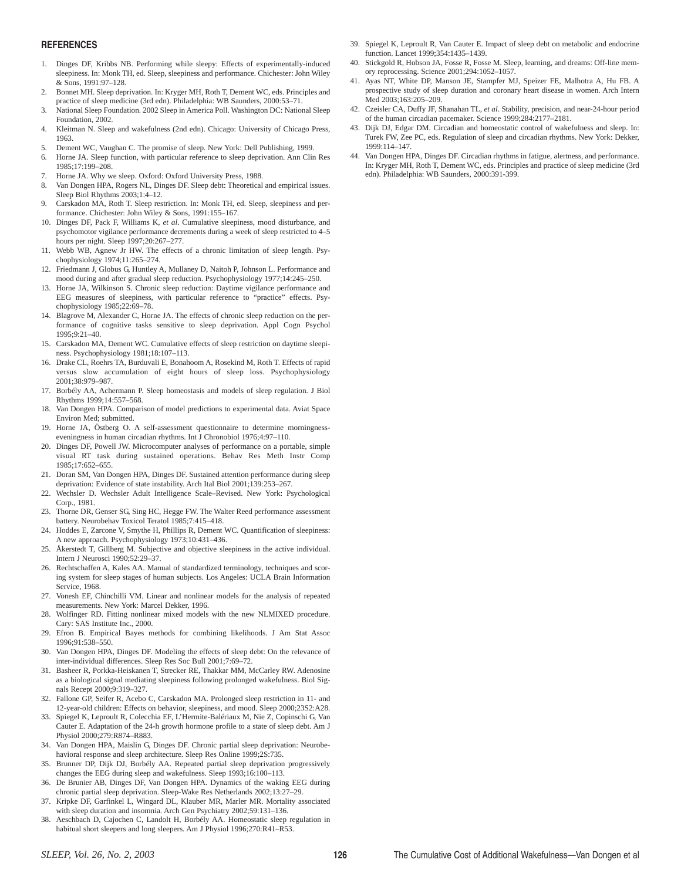## REFERENCES

1. Dinges DF, Kribbs NB. Performing while sleepy: Effects of experimentally-induced sleepiness. In: Monk TH, ed. Sleep, sleepiness and performance. Chichester: John Wiley & Sons, 1991:97–128.
2. Bonnet MH. Sleep deprivation. In: Kryger MH, Roth T, Dement WC, eds. Principles and practice of sleep medicine (3rd edn). Philadelphia: WB Saunders, 2000:53–71.
3. National Sleep Foundation. 2002 Sleep in America Poll. Washington DC: National Sleep Foundation, 2002.
4. Kleitman N. Sleep and wakefulness (2nd edn). Chicago: University of Chicago Press, 1963.
5. Dement WC, Vaughan C. The promise of sleep. New York: Dell Publishing, 1999.
6. Horne JA. Sleep function, with particular reference to sleep deprivation. Ann Clin Res 1985;17:199–208.
7. Horne JA. Why we sleep. Oxford: Oxford University Press, 1988.
8. Van Dongen HPA, Rogers NL, Dinges DF. Sleep debt: Theoretical and empirical issues. Sleep Biol Rhythms 2003;1:4–12.
9. Carskadon MA, Roth T. Sleep restriction. In: Monk TH, ed. Sleep, sleepiness and performance. Chichester: John Wiley & Sons, 1991:155–167.
10. Dinges DF, Pack F, Williams K, *et al*. Cumulative sleepiness, mood disturbance, and psychomotor vigilance performance decrements during a week of sleep restricted to 4–5 hours per night. Sleep 1997;20:267–277.
11. Webb WB, Agnew Jr HW. The effects of a chronic limitation of sleep length. Psychophysiology 1974;11:265–274.
12. Friedmann J, Globus G, Huntley A, Mullaney D, Naitoh P, Johnson L. Performance and mood during and after gradual sleep reduction. Psychophysiology 1977;14:245–250.
13. Horne JA, Wilkinson S. Chronic sleep reduction: Daytime vigilance performance and EEG measures of sleepiness, with particular reference to "practice" effects. Psychophysiology 1985;22:69–78.
14. Blagrove M, Alexander C, Horne JA. The effects of chronic sleep reduction on the performance of cognitive tasks sensitive to sleep deprivation. Appl Cogn Psychol 1995;9:21–40.
15. Carskadon MA, Dement WC. Cumulative effects of sleep restriction on daytime sleepiness. Psychophysiology 1981;18:107–113.
16. Drake CL, Roehrs TA, Burduvali E, Bonahoom A, Rosekind M, Roth T. Effects of rapid versus slow accumulation of eight hours of sleep loss. Psychophysiology 2001;38:979–987.
17. Borbély AA, Achermann P. Sleep homeostasis and models of sleep regulation. J Biol Rhythms 1999;14:557–568.
18. Van Dongen HPA. Comparison of model predictions to experimental data. Aviat Space Environ Med; submitted.
19. Horne JA, Östberg O. A self-assessment questionnaire to determine morningness-eveningness in human circadian rhythms. Int J Chronobiol 1976;4:97–110.
20. Dinges DF, Powell JW. Microcomputer analyses of performance on a portable, simple visual RT task during sustained operations. Behav Res Meth Instr Comp 1985;17:652–655.
21. Doran SM, Van Dongen HPA, Dinges DF. Sustained attention performance during sleep deprivation: Evidence of state instability. Arch Ital Biol 2001;139:253–267.
22. Wechsler D. Wechsler Adult Intelligence Scale–Revised. New York: Psychological Corp., 1981.
23. Thorne DR, Genser SG, Sing HC, Hegge FW. The Walter Reed performance assessment battery. Neurobehav Toxicol Teratol 1985;7:415–418.
24. Hoddes E, Zarcone V, Smythe H, Phillips R, Dement WC. Quantification of sleepiness: A new approach. Psychophysiology 1973;10:431–436.
25. Åkerstedt T, Gillberg M. Subjective and objective sleepiness in the active individual. Intern J Neurosci 1990;52:29–37.
26. Rechtschaffen A, Kales AA. Manual of standardized terminology, techniques and scoring system for sleep stages of human subjects. Los Angeles: UCLA Brain Information Service, 1968.
27. Vonesh EF, Chinchilli VM. Linear and nonlinear models for the analysis of repeated measurements. New York: Marcel Dekker, 1996.
28. Wolfinger RD. Fitting nonlinear mixed models with the new NLMIXED procedure. Cary: SAS Institute Inc., 2000.
29. Efron B. Empirical Bayes methods for combining likelihoods. J Am Stat Assoc 1996;91:538–550.
30. Van Dongen HPA, Dinges DF. Modeling the effects of sleep debt: On the relevance of inter-individual differences. Sleep Res Soc Bull 2001;7:69–72.
31. Basheer R, Porkka-Heiskanen T, Strecker RE, Thakkar MM, McCarley RW. Adenosine as a biological signal mediating sleepiness following prolonged wakefulness. Biol Signals Recept 2000;9:319–327.
32. Fallone GP, Seifer R, Acebo C, Carskadon MA. Prolonged sleep restriction in 11- and 12-year-old children: Effects on behavior, sleepiness, and mood. Sleep 2000;23S2:A28.
33. Spiegel K, Leproult R, Colecchia EF, L'Hermite-Balériaux M, Nie Z, Copinschi G, Van Cauter E. Adaptation of the 24-h growth hormone profile to a state of sleep debt. Am J Physiol 2000;279:R874–R883.
34. Van Dongen HPA, Maislin G, Dinges DF. Chronic partial sleep deprivation: Neurobehavioral response and sleep architecture. Sleep Res Online 1999;2S:735.
35. Brunner DP, Dijk DJ, Borbély AA. Repeated partial sleep deprivation progressively changes the EEG during sleep and wakefulness. Sleep 1993;16:100–113.
36. De Brunier AB, Dinges DF, Van Dongen HPA. Dynamics of the waking EEG during chronic partial sleep deprivation. Sleep-Wake Res Netherlands 2002;13:27–29.
37. Kripke DF, Garfinkel L, Wingard DL, Klauber MR, Marler MR. Mortality associated with sleep duration and insomnia. Arch Gen Psychiatry 2002;59:131–136.
38. Aeschbach D, Cajochen C, Landolt H, Borbély AA. Homeostatic sleep regulation in habitual short sleepers and long sleepers. Am J Physiol 1996;270:R41–R53.
39. Spiegel K, Leproult R, Van Cauter E. Impact of sleep debt on metabolic and endocrine function. Lancet 1999;354:1435–1439.
40. Stickgold R, Hobson JA, Fosse R, Fosse M. Sleep, learning, and dreams: Off-line memory reprocessing. Science 2001;294:1052–1057.
41. Ayas NT, White DP, Manson JE, Stampfer MJ, Speizer FE, Malhotra A, Hu FB. A prospective study of sleep duration and coronary heart disease in women. Arch Intern Med 2003;163:205–209.
42. Czeisler CA, Duffy JF, Shanahan TL, *et al*. Stability, precision, and near-24-hour period of the human circadian pacemaker. Science 1999;284:2177–2181.
43. Dijk DJ, Edgar DM. Circadian and homeostatic control of wakefulness and sleep. In: Turek FW, Zee PC, eds. Regulation of sleep and circadian rhythms. New York: Dekker, 1999:114–147.
44. Van Dongen HPA, Dinges DF. Circadian rhythms in fatigue, alertness, and performance. In: Kryger MH, Roth T, Dement WC, eds. Principles and practice of sleep medicine (3rd edn). Philadelphia: WB Saunders, 2000:391-399.